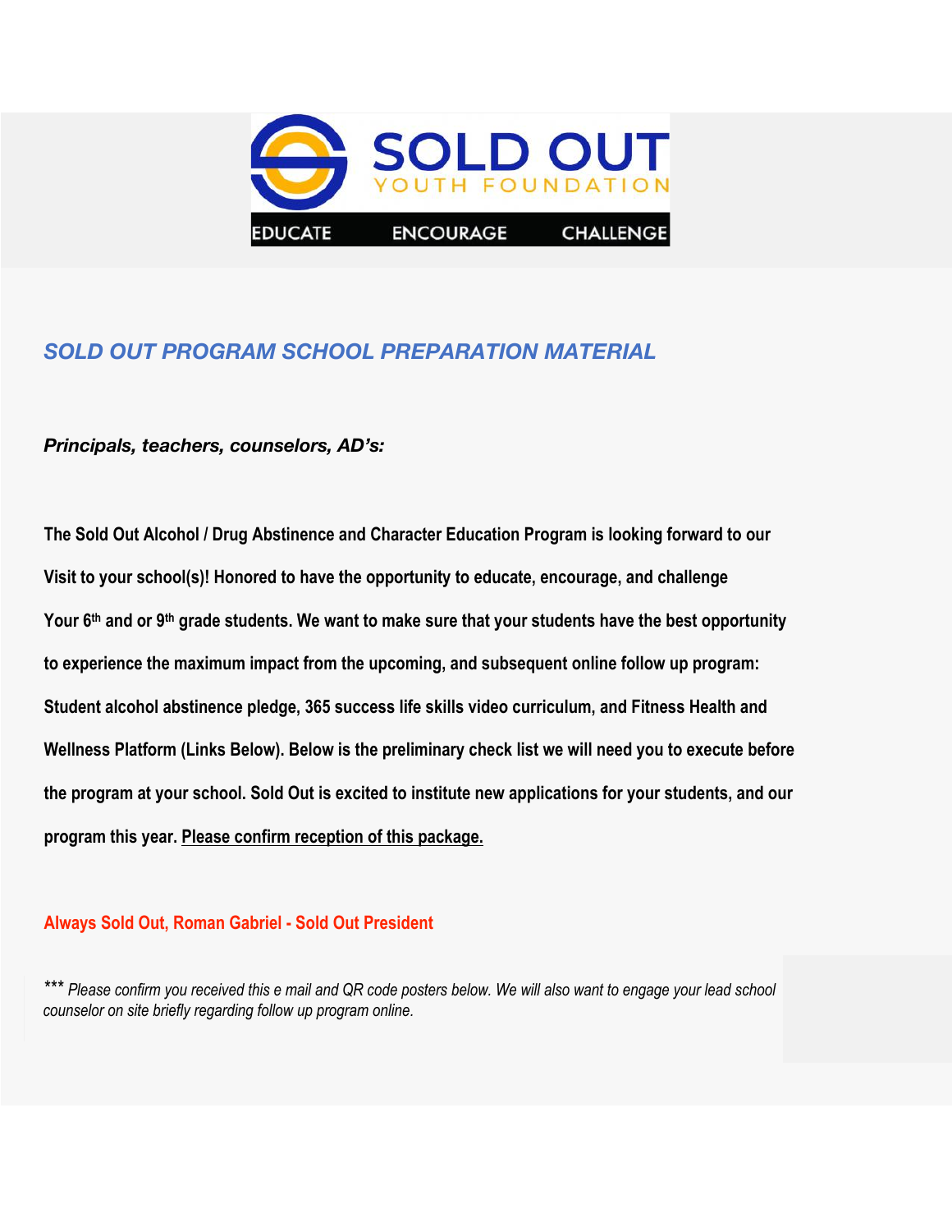SOLD OUT

YOUTH FOUNDATION

EDUCATE ENCOURAGE CHALLENGE

## *SOLD OUT PROGRAM SCHOOL PREPARATION MATERIAL*

***Principals, teachers, counselors, AD's:***

**The Sold Out Alcohol / Drug Abstinence and Character Education Program is looking forward to our Visit to your school(s)! Honored to have the opportunity to educate, encourage, and challenge Your 6th and or 9th grade students. We want to make sure that your students have the best opportunity to experience the maximum impact from the upcoming, and subsequent online follow up program: Student alcohol abstinence pledge, 365 success life skills video curriculum, and Fitness Health and Wellness Platform (Links Below). Below is the preliminary check list we will need you to execute before the program at your school. Sold Out is excited to institute new applications for your students, and our program this year. Please confirm reception of this package.**

**Always Sold Out, Roman Gabriel - Sold Out President**

*** *Please confirm you received this e mail and QR code posters below. We will also want to engage your lead school counselor on site briefly regarding follow up program online.*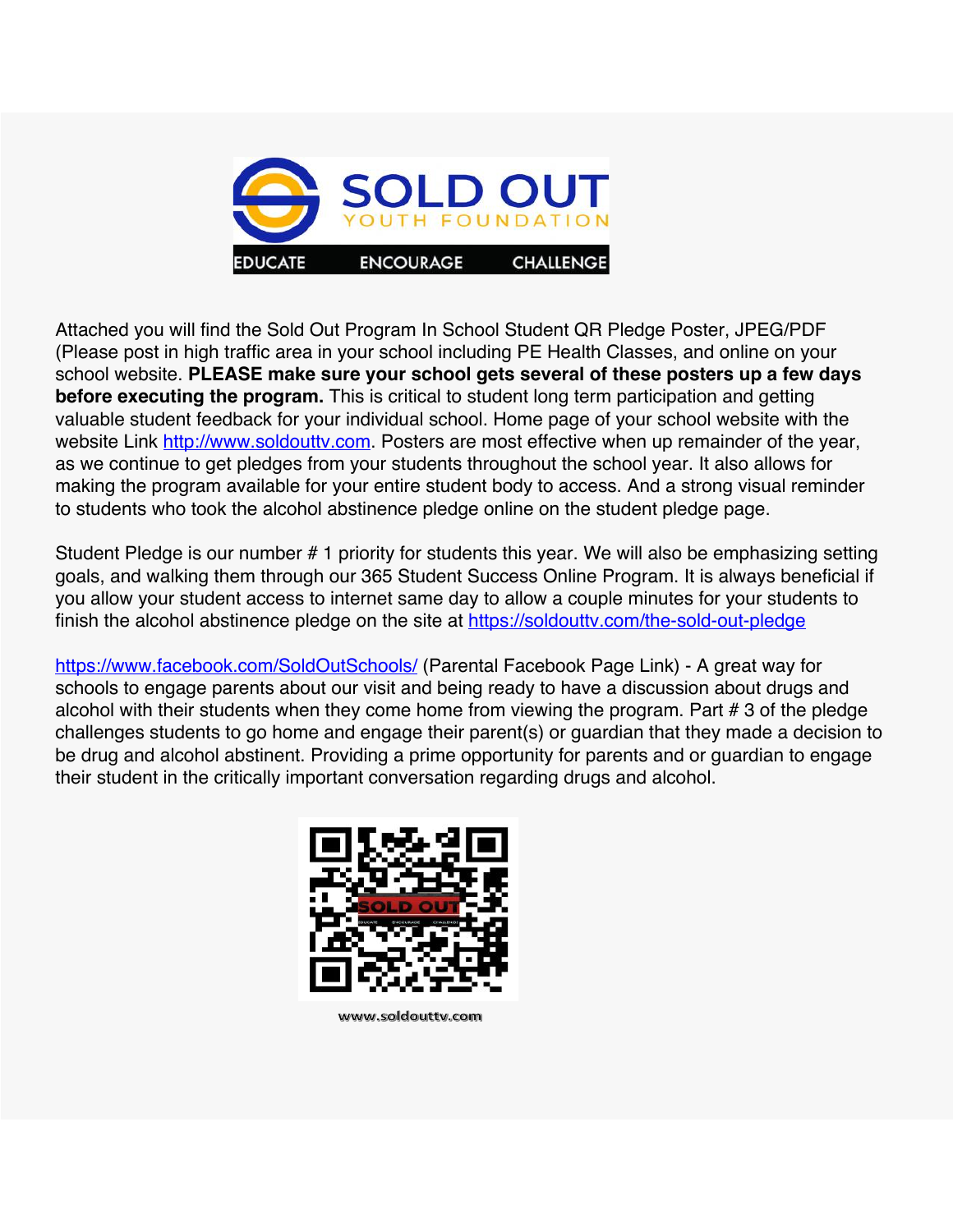SOLD OUT
YOUTH FOUNDATION
EDUCATE ENCOURAGE CHALLENGE

Attached you will find the Sold Out Program In School Student QR Pledge Poster, JPEG/PDF (Please post in high traffic area in your school including PE Health Classes, and online on your school website. **PLEASE make sure your school gets several of these posters up a few days before executing the program.** This is critical to student long term participation and getting valuable student feedback for your individual school. Home page of your school website with the website Link http://www.soldouttv.com. Posters are most effective when up remainder of the year, as we continue to get pledges from your students throughout the school year. It also allows for making the program available for your entire student body to access. And a strong visual reminder to students who took the alcohol abstinence pledge online on the student pledge page.

Student Pledge is our number # 1 priority for students this year. We will also be emphasizing setting goals, and walking them through our 365 Student Success Online Program. It is always beneficial if you allow your student access to internet same day to allow a couple minutes for your students to finish the alcohol abstinence pledge on the site at https://soldouttv.com/the-sold-out-pledge

https://www.facebook.com/SoldOutSchools/ (Parental Facebook Page Link) - A great way for schools to engage parents about our visit and being ready to have a discussion about drugs and alcohol with their students when they come home from viewing the program. Part # 3 of the pledge challenges students to go home and engage their parent(s) or guardian that they made a decision to be drug and alcohol abstinent. Providing a prime opportunity for parents and or guardian to engage their student in the critically important conversation regarding drugs and alcohol.

www.soldouttv.com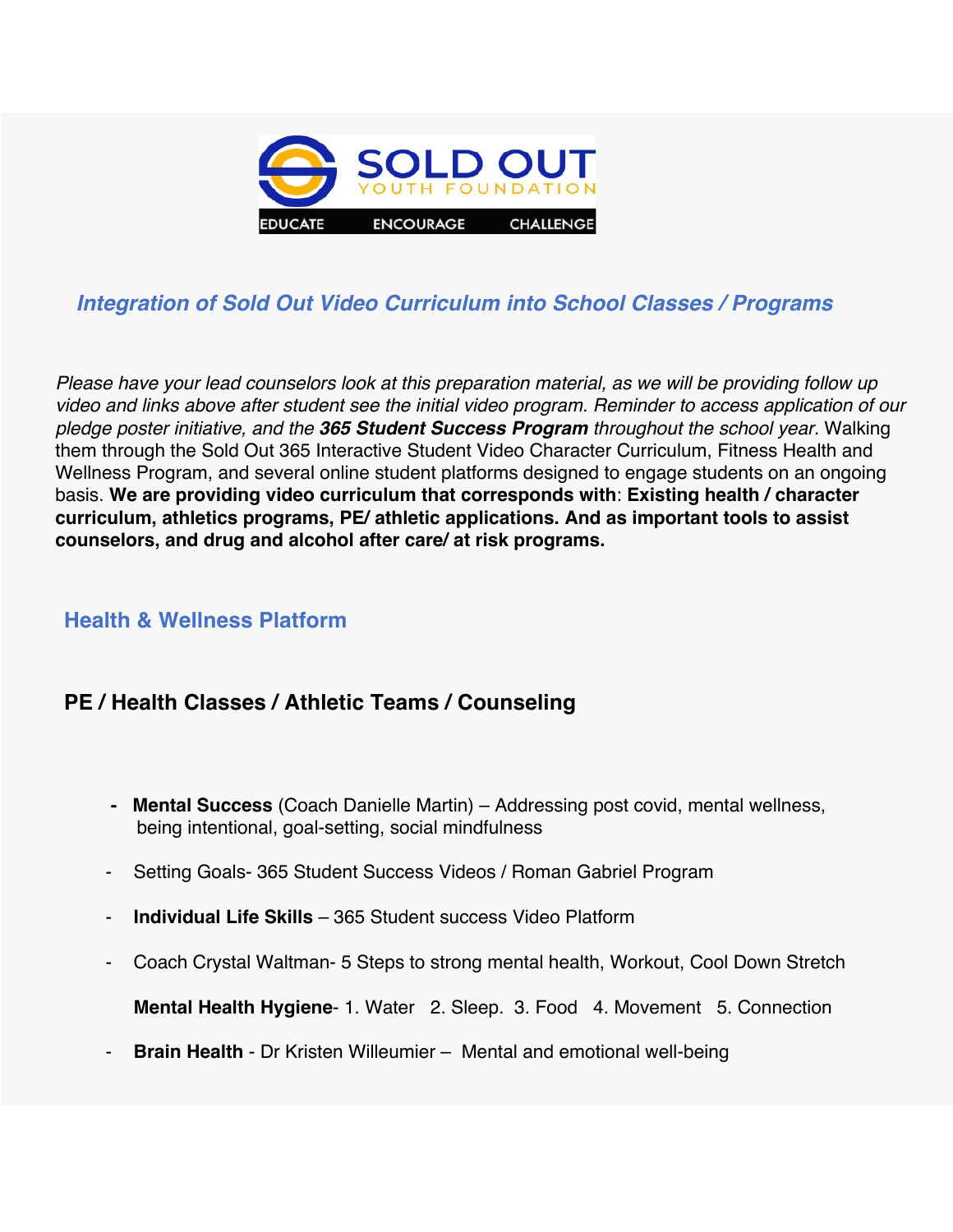SOLD OUT
YOUTH FOUNDATION
EDUCATE ENCOURAGE CHALLENGE

## *Integration of Sold Out Video Curriculum into School Classes / Programs*

*Please have your lead counselors look at this preparation material, as we will be providing follow up video and links above after student see the initial video program. Reminder to access application of our pledge poster initiative, and the **365 Student Success Program** throughout the school year.* Walking them through the Sold Out 365 Interactive Student Video Character Curriculum, Fitness Health and Wellness Program, and several online student platforms designed to engage students on an ongoing basis. **We are providing video curriculum that corresponds with**: **Existing health / character curriculum, athletics programs, PE/ athletic applications. And as important tools to assist counselors, and drug and alcohol after care/ at risk programs.**

## Health & Wellness Platform

### PE / Health Classes / Athletic Teams / Counseling

- **Mental Success** (Coach Danielle Martin) – Addressing post covid, mental wellness, being intentional, goal-setting, social mindfulness
- Setting Goals- 365 Student Success Videos / Roman Gabriel Program
- **Individual Life Skills** – 365 Student success Video Platform
- Coach Crystal Waltman- 5 Steps to strong mental health, Workout, Cool Down Stretch

  **Mental Health Hygiene**- 1. Water 2. Sleep. 3. Food 4. Movement 5. Connection
- **Brain Health** - Dr Kristen Willeumier – Mental and emotional well-being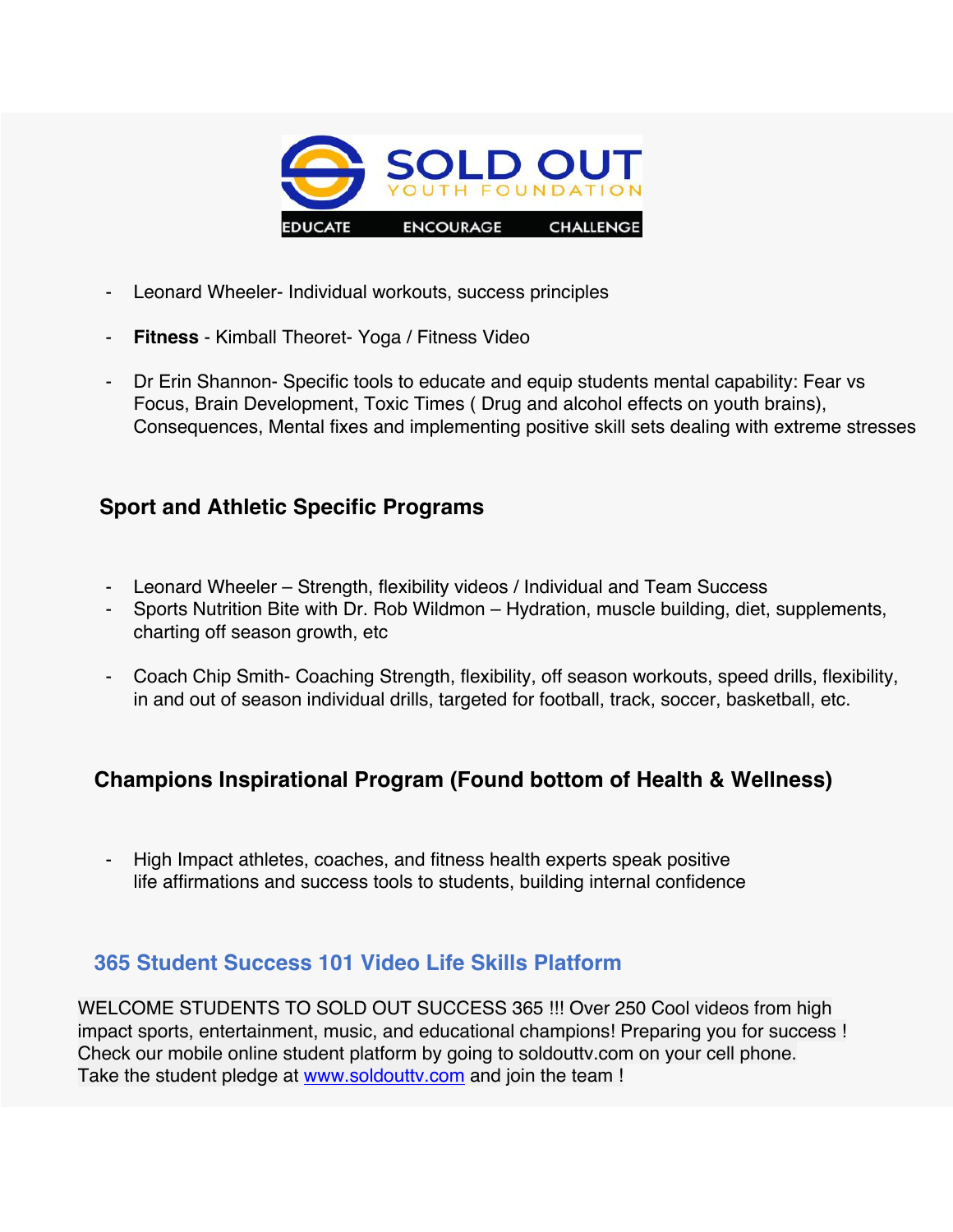SOLD OUT YOUTH FOUNDATION

EDUCATE ENCOURAGE CHALLENGE

- Leonard Wheeler- Individual workouts, success principles
- **Fitness** - Kimball Theoret- Yoga / Fitness Video
- Dr Erin Shannon- Specific tools to educate and equip students mental capability: Fear vs Focus, Brain Development, Toxic Times ( Drug and alcohol effects on youth brains), Consequences, Mental fixes and implementing positive skill sets dealing with extreme stresses

## Sport and Athletic Specific Programs

- Leonard Wheeler – Strength, flexibility videos / Individual and Team Success
- Sports Nutrition Bite with Dr. Rob Wildmon – Hydration, muscle building, diet, supplements, charting off season growth, etc
- Coach Chip Smith- Coaching Strength, flexibility, off season workouts, speed drills, flexibility, in and out of season individual drills, targeted for football, track, soccer, basketball, etc.

## Champions Inspirational Program (Found bottom of Health & Wellness)

- High Impact athletes, coaches, and fitness health experts speak positive life affirmations and success tools to students, building internal confidence

## 365 Student Success 101 Video Life Skills Platform

WELCOME STUDENTS TO SOLD OUT SUCCESS 365 !!! Over 250 Cool videos from high impact sports, entertainment, music, and educational champions! Preparing you for success ! Check our mobile online student platform by going to soldouttv.com on your cell phone. Take the student pledge at [www.soldouttv.com](http://www.soldouttv.com) and join the team !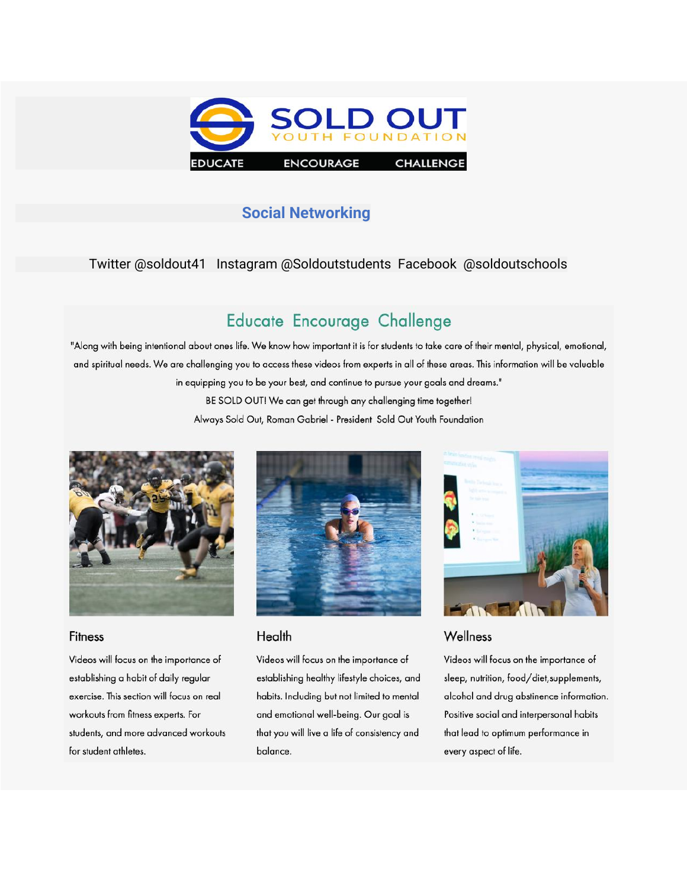SOLD OUT
YOUTH FOUNDATION

EDUCATE ENCOURAGE CHALLENGE

## Social Networking

Twitter @soldout41 Instagram @Soldoutstudents Facebook @soldoutschools

## Educate Encourage Challenge

"Along with being intentional about ones life. We know how important it is for students to take care of their mental, physical, emotional, and spiritual needs. We are challenging you to access these videos from experts in all of these areas. This information will be valuable in equipping you to be your best, and continue to pursue your goals and dreams."

BE SOLD OUT! We can get through any challenging time together!

Always Sold Out, Roman Gabriel - President Sold Out Youth Foundation

### Fitness

Videos will focus on the importance of establishing a habit of daily regular exercise. This section will focus on real workouts from fitness experts. For students, and more advanced workouts for student athletes.

### Health

Videos will focus on the importance of establishing healthy lifestyle choices, and habits. Including but not limited to mental and emotional well-being. Our goal is that you will live a life of consistency and balance.

### Wellness

Videos will focus on the importance of sleep, nutrition, food/diet,supplements, alcohol and drug abstinence information. Positive social and interpersonal habits that lead to optimum performance in every aspect of life.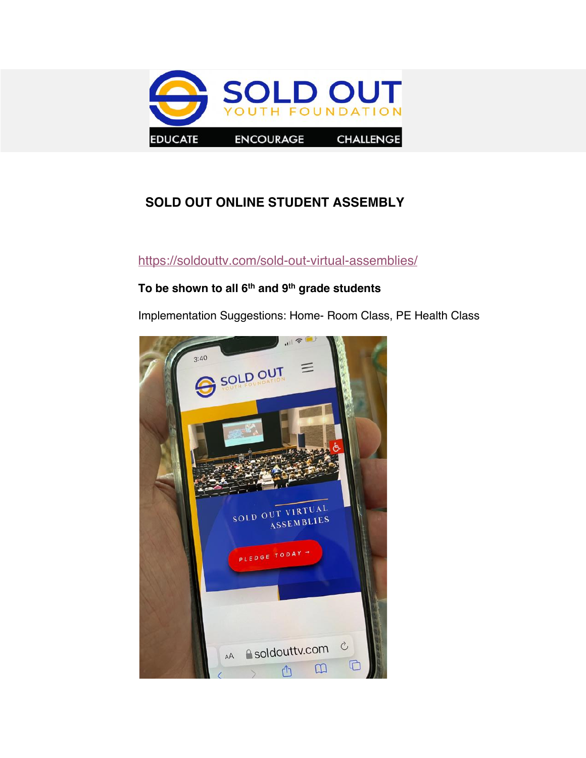## SOLD OUT ONLINE STUDENT ASSEMBLY

https://soldouttv.com/sold-out-virtual-assemblies/

**To be shown to all 6th and 9th grade students**

Implementation Suggestions: Home- Room Class, PE Health Class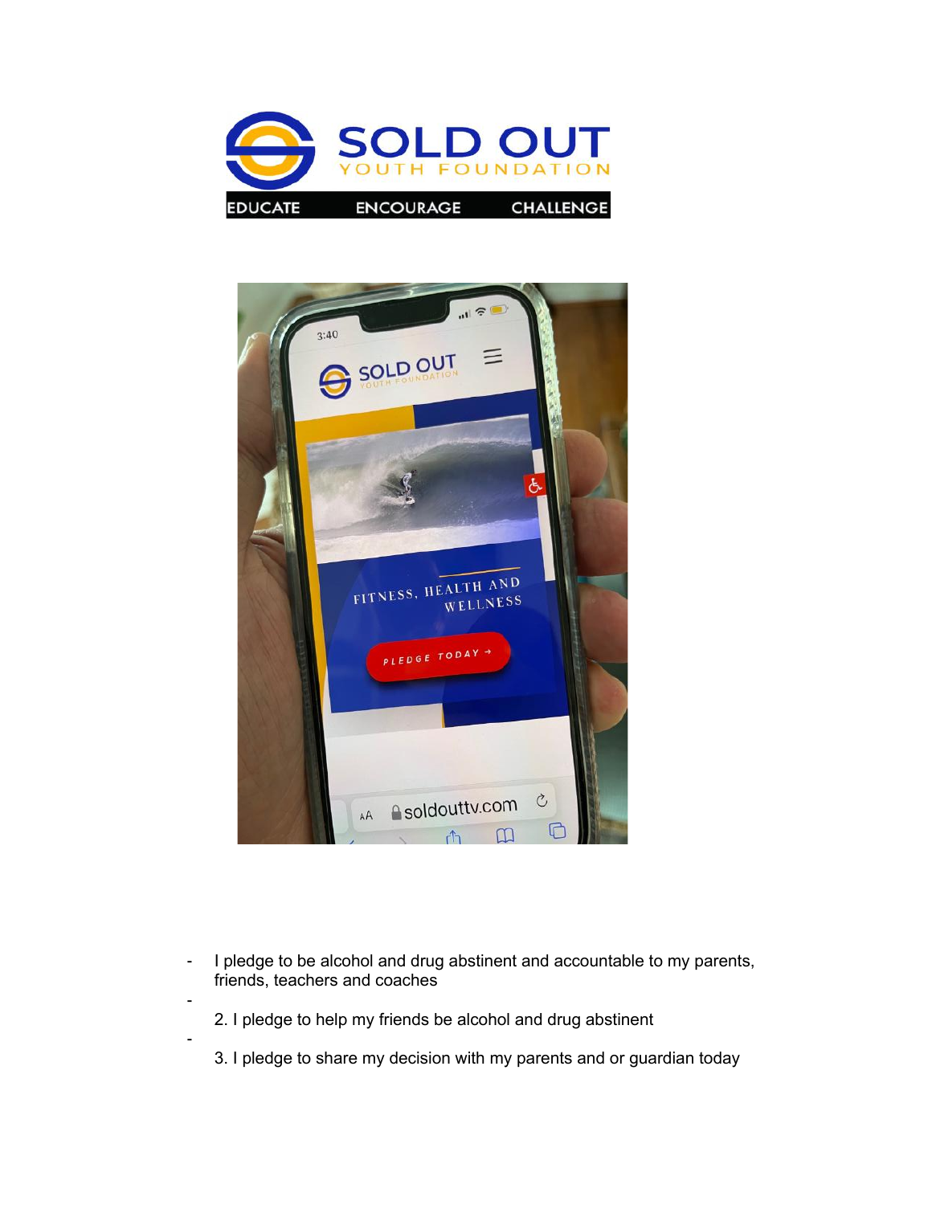- I pledge to be alcohol and drug abstinent and accountable to my parents, friends, teachers and coaches
- 
  2. I pledge to help my friends be alcohol and drug abstinent
- 
  3. I pledge to share my decision with my parents and or guardian today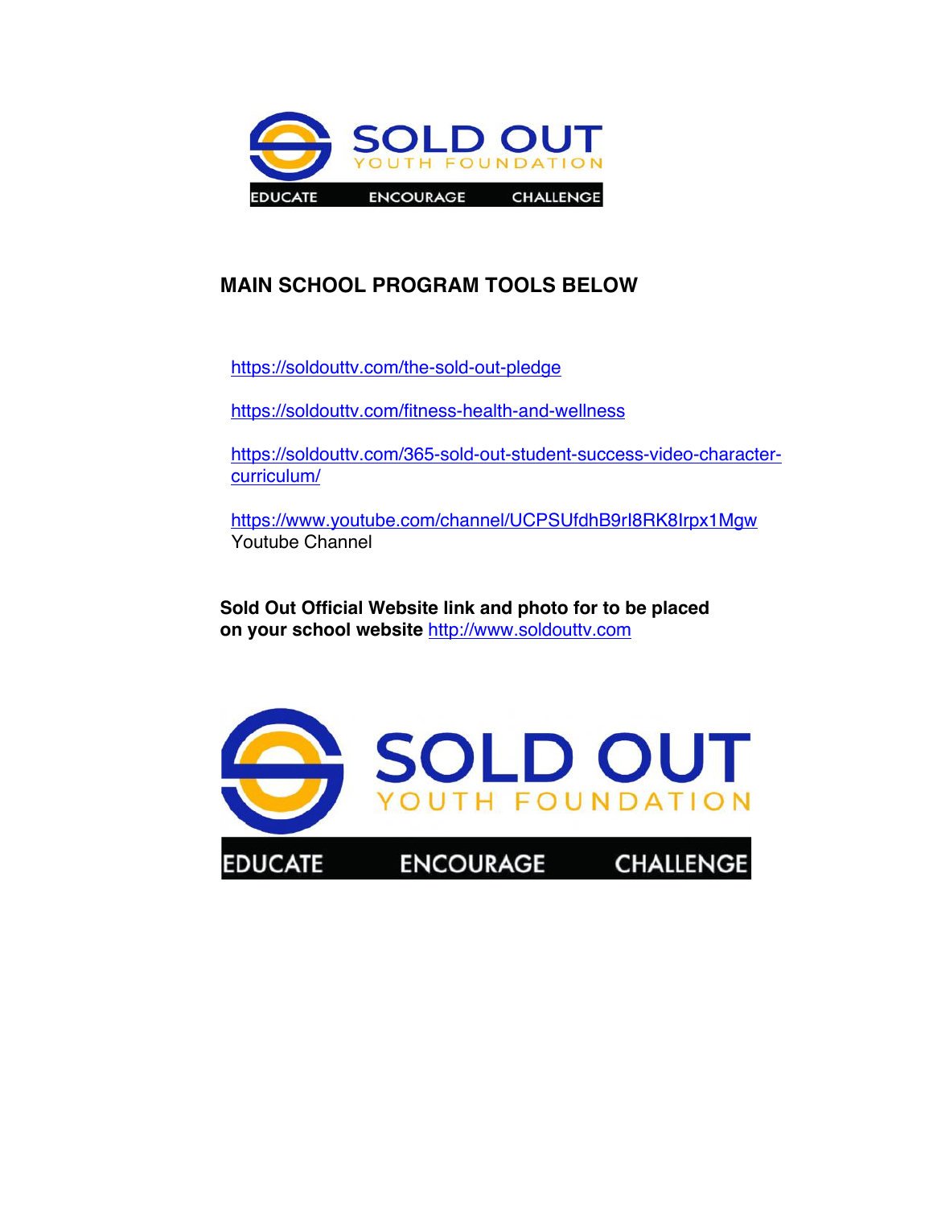SOLD OUT
YOUTH FOUNDATION
EDUCATE ENCOURAGE CHALLENGE

## MAIN SCHOOL PROGRAM TOOLS BELOW

https://soldouttv.com/the-sold-out-pledge

https://soldouttv.com/fitness-health-and-wellness

https://soldouttv.com/365-sold-out-student-success-video-character-curriculum/

https://www.youtube.com/channel/UCPSUfdhB9rI8RK8Irpx1Mgw
Youtube Channel

**Sold Out Official Website link and photo for to be placed on your school website** http://www.soldouttv.com

SOLD OUT
YOUTH FOUNDATION
EDUCATE ENCOURAGE CHALLENGE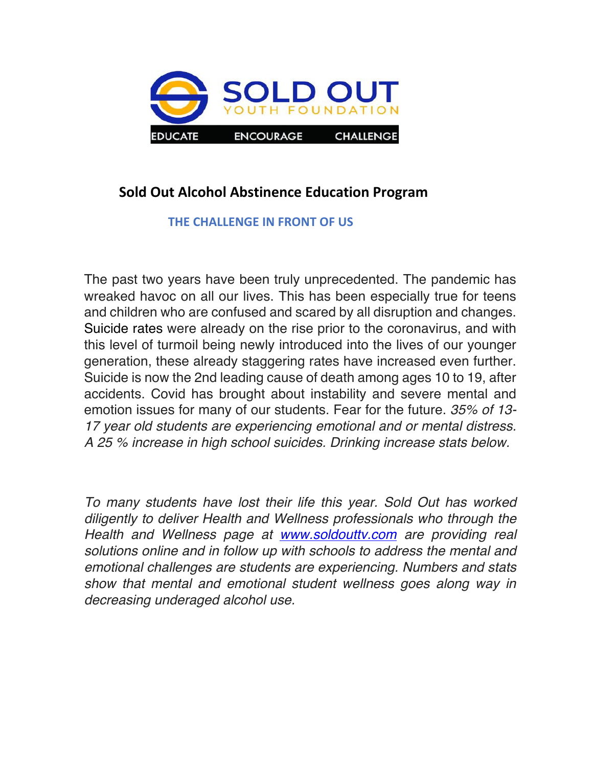SOLD OUT

YOUTH FOUNDATION

EDUCATE ENCOURAGE CHALLENGE

## Sold Out Alcohol Abstinence Education Program

### THE CHALLENGE IN FRONT OF US

The past two years have been truly unprecedented. The pandemic has wreaked havoc on all our lives. This has been especially true for teens and children who are confused and scared by all disruption and changes. Suicide rates were already on the rise prior to the coronavirus, and with this level of turmoil being newly introduced into the lives of our younger generation, these already staggering rates have increased even further. Suicide is now the 2nd leading cause of death among ages 10 to 19, after accidents. Covid has brought about instability and severe mental and emotion issues for many of our students. Fear for the future. *35% of 13-17 year old students are experiencing emotional and or mental distress. A 25 % increase in high school suicides. Drinking increase stats below.*

*To many students have lost their life this year. Sold Out has worked diligently to deliver Health and Wellness professionals who through the Health and Wellness page at [www.soldouttv.com](http://www.soldouttv.com) are providing real solutions online and in follow up with schools to address the mental and emotional challenges are students are experiencing. Numbers and stats show that mental and emotional student wellness goes along way in decreasing underaged alcohol use.*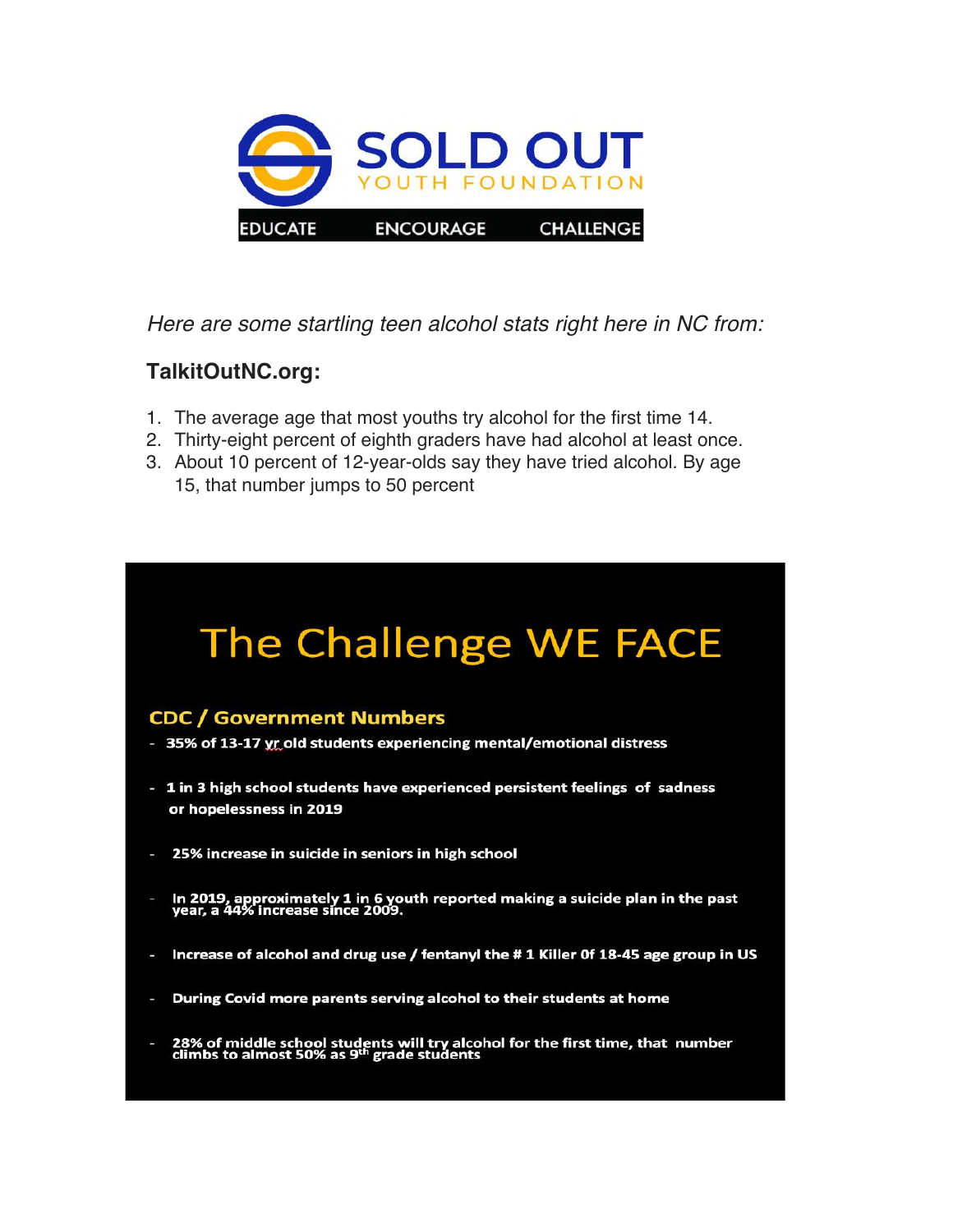SOLD OUT

YOUTH FOUNDATION

EDUCATE ENCOURAGE CHALLENGE

*Here are some startling teen alcohol stats right here in NC from:*

**TalkitOutNC.org:**

1. The average age that most youths try alcohol for the first time 14.
2. Thirty-eight percent of eighth graders have had alcohol at least once.
3. About 10 percent of 12-year-olds say they have tried alcohol. By age 15, that number jumps to 50 percent

# The Challenge WE FACE

## CDC / Government Numbers

- **35% of 13-17 yr old students experiencing mental/emotional distress**
- **1 in 3 high school students have experienced persistent feelings of sadness or hopelessness in 2019**
- **25% increase in suicide in seniors in high school**
- **In 2019, approximately 1 in 6 youth reported making a suicide plan in the past year, a 44% increase since 2009.**
- **Increase of alcohol and drug use / fentanyl the # 1 Killer 0f 18-45 age group in US**
- **During Covid more parents serving alcohol to their students at home**
- **28% of middle school students will try alcohol for the first time, that number climbs to almost 50% as 9th grade students**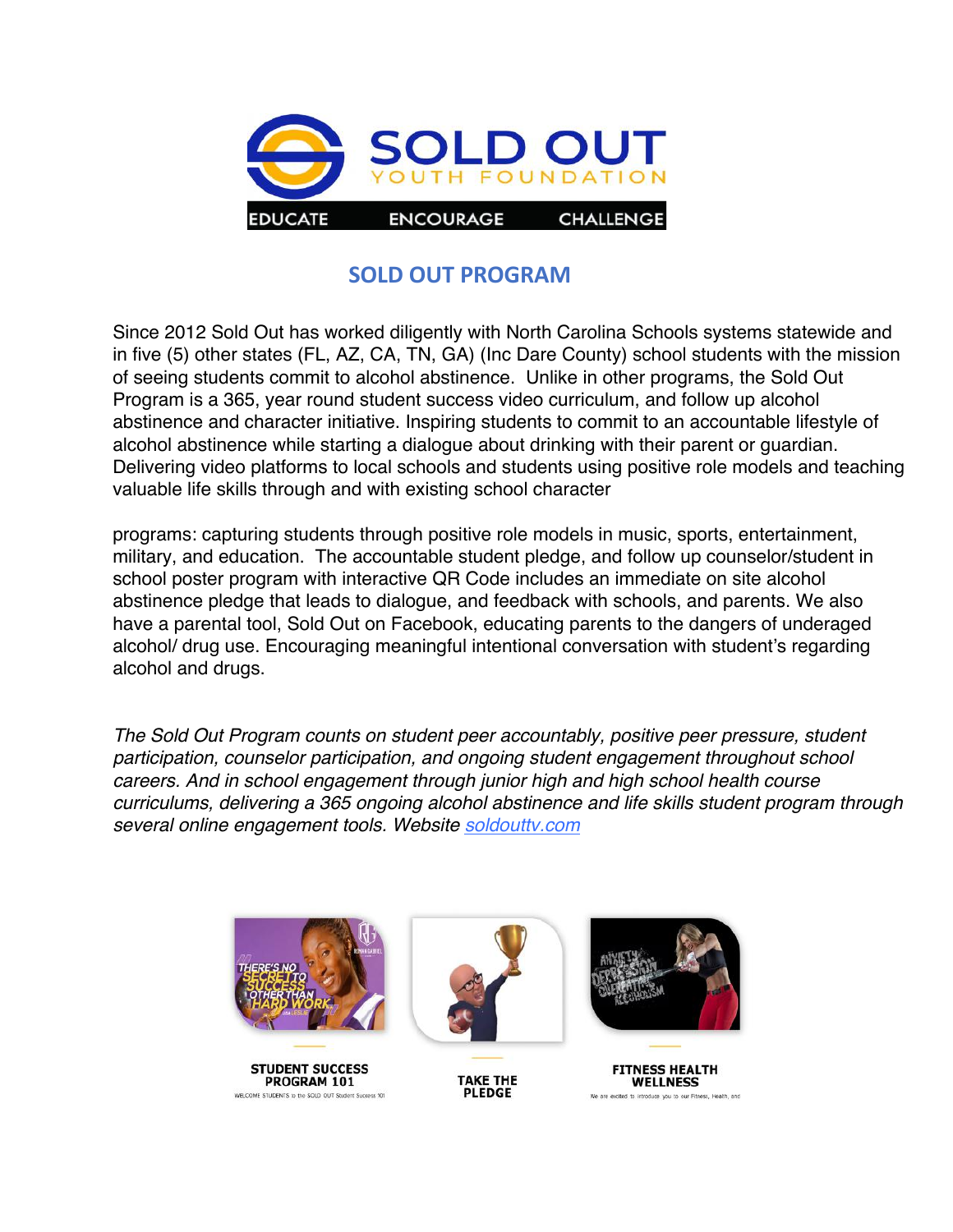SOLD OUT
YOUTH FOUNDATION

EDUCATE ENCOURAGE CHALLENGE

## SOLD OUT PROGRAM

Since 2012 Sold Out has worked diligently with North Carolina Schools systems statewide and in five (5) other states (FL, AZ, CA, TN, GA) (Inc Dare County) school students with the mission of seeing students commit to alcohol abstinence. Unlike in other programs, the Sold Out Program is a 365, year round student success video curriculum, and follow up alcohol abstinence and character initiative. Inspiring students to commit to an accountable lifestyle of alcohol abstinence while starting a dialogue about drinking with their parent or guardian. Delivering video platforms to local schools and students using positive role models and teaching valuable life skills through and with existing school character

programs: capturing students through positive role models in music, sports, entertainment, military, and education. The accountable student pledge, and follow up counselor/student in school poster program with interactive QR Code includes an immediate on site alcohol abstinence pledge that leads to dialogue, and feedback with schools, and parents. We also have a parental tool, Sold Out on Facebook, educating parents to the dangers of underaged alcohol/ drug use. Encouraging meaningful intentional conversation with student's regarding alcohol and drugs.

*The Sold Out Program counts on student peer accountably, positive peer pressure, student participation, counselor participation, and ongoing student engagement throughout school careers. And in school engagement through junior high and high school health course curriculums, delivering a 365 ongoing alcohol abstinence and life skills student program through several online engagement tools. Website* [soldouttv.com](soldouttv.com)

**STUDENT SUCCESS PROGRAM 101**

WELCOME STUDENTS to the SOLD OUT Student Success 101

**TAKE THE PLEDGE**

**FITNESS HEALTH WELLNESS**

We are excited to introduce you to our Fitness, Health, and